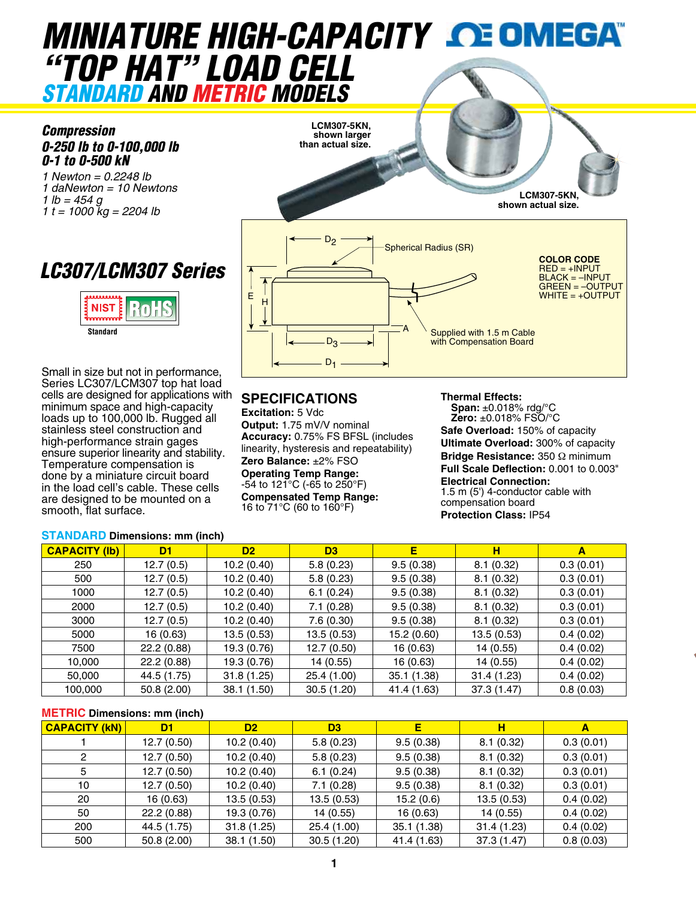# MINIATURE HIGH-CAPACITY "TOP HAT" LOAD CELL

## STANDARD AND METRIC MODELS

### Compression

**0-250 lb to 0-100,000 lb**
**0-1 to 0-500 kN**

*1 Newton = 0.2248 lb*
*1 daNewton = 10 Newtons*
*1 lb = 454 g*
*1 t = 1000 kg = 2204 lb*

LCM307-5KN, shown larger than actual size.

LCM307-5KN, shown actual size.

## LC307/LCM307 Series

NIST RoHS

Standard

D2

Spherical Radius (SR)

E

H

A

D3

D1

Supplied with 1.5 m Cable with Compensation Board

**COLOR CODE**
RED = +INPUT
BLACK = –INPUT
GREEN = –OUTPUT
WHITE = +OUTPUT

Small in size but not in performance, Series LC307/LCM307 top hat load cells are designed for applications with minimum space and high-capacity loads up to 100,000 lb. Rugged all stainless steel construction and high-performance strain gages ensure superior linearity and stability. Temperature compensation is done by a miniature circuit board in the load cell's cable. These cells are designed to be mounted on a smooth, flat surface.

## SPECIFICATIONS

**Excitation:** 5 Vdc
**Output:** 1.75 mV/V nominal
**Accuracy:** 0.75% FS BFSL (includes linearity, hysteresis and repeatability)
**Zero Balance:** ±2% FSO
**Operating Temp Range:** -54 to 121°C (-65 to 250°F)
**Compensated Temp Range:** 16 to 71°C (60 to 160°F)
**Thermal Effects:**
- **Span:** ±0.018% rdg/°C
- **Zero:** ±0.018% FSO/°C

**Safe Overload:** 150% of capacity
**Ultimate Overload:** 300% of capacity
**Bridge Resistance:** 350 Ω minimum
**Full Scale Deflection:** 0.001 to 0.003"
**Electrical Connection:** 1.5 m (5') 4-conductor cable with compensation board
**Protection Class:** IP54

### STANDARD Dimensions: mm (inch)

| CAPACITY (lb) | D1 | D2 | D3 | E | H | A |
|---|---|---|---|---|---|---|
| 250 | 12.7 (0.5) | 10.2 (0.40) | 5.8 (0.23) | 9.5 (0.38) | 8.1 (0.32) | 0.3 (0.01) |
| 500 | 12.7 (0.5) | 10.2 (0.40) | 5.8 (0.23) | 9.5 (0.38) | 8.1 (0.32) | 0.3 (0.01) |
| 1000 | 12.7 (0.5) | 10.2 (0.40) | 6.1 (0.24) | 9.5 (0.38) | 8.1 (0.32) | 0.3 (0.01) |
| 2000 | 12.7 (0.5) | 10.2 (0.40) | 7.1 (0.28) | 9.5 (0.38) | 8.1 (0.32) | 0.3 (0.01) |
| 3000 | 12.7 (0.5) | 10.2 (0.40) | 7.6 (0.30) | 9.5 (0.38) | 8.1 (0.32) | 0.3 (0.01) |
| 5000 | 16 (0.63) | 13.5 (0.53) | 13.5 (0.53) | 15.2 (0.60) | 13.5 (0.53) | 0.4 (0.02) |
| 7500 | 22.2 (0.88) | 19.3 (0.76) | 12.7 (0.50) | 16 (0.63) | 14 (0.55) | 0.4 (0.02) |
| 10,000 | 22.2 (0.88) | 19.3 (0.76) | 14 (0.55) | 16 (0.63) | 14 (0.55) | 0.4 (0.02) |
| 50,000 | 44.5 (1.75) | 31.8 (1.25) | 25.4 (1.00) | 35.1 (1.38) | 31.4 (1.23) | 0.4 (0.02) |
| 100,000 | 50.8 (2.00) | 38.1 (1.50) | 30.5 (1.20) | 41.4 (1.63) | 37.3 (1.47) | 0.8 (0.03) |

### METRIC Dimensions: mm (inch)

| CAPACITY (kN) | D1 | D2 | D3 | E | H | A |
|---|---|---|---|---|---|---|
| 1 | 12.7 (0.50) | 10.2 (0.40) | 5.8 (0.23) | 9.5 (0.38) | 8.1 (0.32) | 0.3 (0.01) |
| 2 | 12.7 (0.50) | 10.2 (0.40) | 5.8 (0.23) | 9.5 (0.38) | 8.1 (0.32) | 0.3 (0.01) |
| 5 | 12.7 (0.50) | 10.2 (0.40) | 6.1 (0.24) | 9.5 (0.38) | 8.1 (0.32) | 0.3 (0.01) |
| 10 | 12.7 (0.50) | 10.2 (0.40) | 7.1 (0.28) | 9.5 (0.38) | 8.1 (0.32) | 0.3 (0.01) |
| 20 | 16 (0.63) | 13.5 (0.53) | 13.5 (0.53) | 15.2 (0.6) | 13.5 (0.53) | 0.4 (0.02) |
| 50 | 22.2 (0.88) | 19.3 (0.76) | 14 (0.55) | 16 (0.63) | 14 (0.55) | 0.4 (0.02) |
| 200 | 44.5 (1.75) | 31.8 (1.25) | 25.4 (1.00) | 35.1 (1.38) | 31.4 (1.23) | 0.4 (0.02) |
| 500 | 50.8 (2.00) | 38.1 (1.50) | 30.5 (1.20) | 41.4 (1.63) | 37.3 (1.47) | 0.8 (0.03) |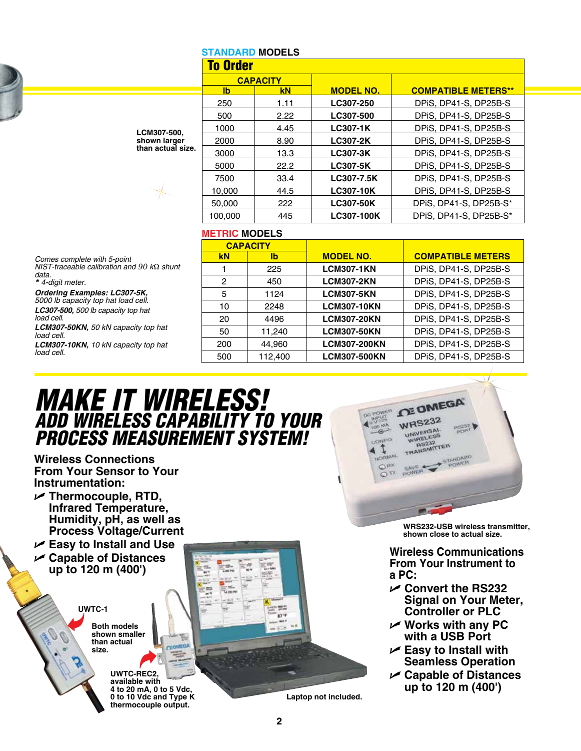## STANDARD MODELS

### To Order

| CAPACITY | | MODEL NO. | COMPATIBLE METERS** |
|---|---|---|---|
| lb | kN | | |
| 250 | 1.11 | LC307-250 | DPiS, DP41-S, DP25B-S |
| 500 | 2.22 | LC307-500 | DPiS, DP41-S, DP25B-S |
| 1000 | 4.45 | LC307-1K | DPiS, DP41-S, DP25B-S |
| 2000 | 8.90 | LC307-2K | DPiS, DP41-S, DP25B-S |
| 3000 | 13.3 | LC307-3K | DPiS, DP41-S, DP25B-S |
| 5000 | 22.2 | LC307-5K | DPiS, DP41-S, DP25B-S |
| 7500 | 33.4 | LC307-7.5K | DPiS, DP41-S, DP25B-S |
| 10,000 | 44.5 | LC307-10K | DPiS, DP41-S, DP25B-S |
| 50,000 | 222 | LC307-50K | DPiS, DP41-S, DP25B-S* |
| 100,000 | 445 | LC307-100K | DPiS, DP41-S, DP25B-S* |

**LCM307-500, shown larger than actual size.**

## METRIC MODELS

| CAPACITY | | MODEL NO. | COMPATIBLE METERS |
|---|---|---|---|
| kN | lb | | |
| 1 | 225 | LCM307-1KN | DPiS, DP41-S, DP25B-S |
| 2 | 450 | LCM307-2KN | DPiS, DP41-S, DP25B-S |
| 5 | 1124 | LCM307-5KN | DPiS, DP41-S, DP25B-S |
| 10 | 2248 | LCM307-10KN | DPiS, DP41-S, DP25B-S |
| 20 | 4496 | LCM307-20KN | DPiS, DP41-S, DP25B-S |
| 50 | 11,240 | LCM307-50KN | DPiS, DP41-S, DP25B-S |
| 200 | 44,960 | LCM307-200KN | DPiS, DP41-S, DP25B-S |
| 500 | 112,400 | LCM307-500KN | DPiS, DP41-S, DP25B-S |

*Comes complete with 5-point NIST-traceable calibration and 90 kΩ shunt data.*
*** 4-digit meter.**

***Ordering Examples: LC307-5K,*** *5000 lb capacity top hat load cell.*

***LC307-500,*** *500 lb capacity top hat load cell.*

***LCM307-50KN,*** *50 kN capacity top hat load cell.*

***LCM307-10KN,*** *10 kN capacity top hat load cell.*

# MAKE IT WIRELESS!
## ADD WIRELESS CAPABILITY TO YOUR PROCESS MEASUREMENT SYSTEM!

### Wireless Connections From Your Sensor to Your Instrumentation:

- Thermocouple, RTD, Infrared Temperature, Humidity, pH, as well as Process Voltage/Current
- Easy to Install and Use
- Capable of Distances up to 120 m (400')

UWTC-1

Both models shown smaller than actual size.

UWTC-REC2, available with 4 to 20 mA, 0 to 5 Vdc, 0 to 10 Vdc and Type K thermocouple output.

Laptop not included.

WRS232-USB wireless transmitter, shown close to actual size.

### Wireless Communications From Your Instrument to a PC:

- Convert the RS232 Signal on Your Meter, Controller or PLC
- Works with any PC with a USB Port
- Easy to Install with Seamless Operation
- Capable of Distances up to 120 m (400')